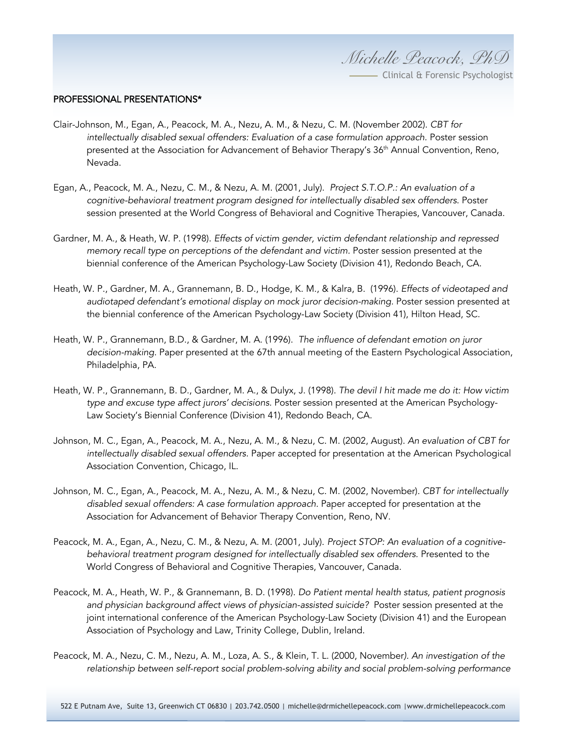## PROFESSIONAL PRESENTATIONS*

Clair-Johnson, M., Egan, A., Peacock, M. A., Nezu, A. M., & Nezu, C. M. (November 2002). *CBT for intellectually disabled sexual offenders: Evaluation of a case formulation approach.* Poster session presented at the Association for Advancement of Behavior Therapy's 36th Annual Convention, Reno, Nevada.

Egan, A., Peacock, M. A., Nezu, C. M., & Nezu, A. M. (2001, July). *Project S.T.O.P.: An evaluation of a cognitive-behavioral treatment program designed for intellectually disabled sex offenders.* Poster session presented at the World Congress of Behavioral and Cognitive Therapies, Vancouver, Canada.

Gardner, M. A., & Heath, W. P. (1998). *Effects of victim gender, victim defendant relationship and repressed memory recall type on perceptions of the defendant and victim.* Poster session presented at the biennial conference of the American Psychology-Law Society (Division 41), Redondo Beach, CA.

Heath, W. P., Gardner, M. A., Grannemann, B. D., Hodge, K. M., & Kalra, B. (1996). *Effects of videotaped and audiotaped defendant's emotional display on mock juror decision-making.* Poster session presented at the biennial conference of the American Psychology-Law Society (Division 41), Hilton Head, SC.

Heath, W. P., Grannemann, B.D., & Gardner, M. A. (1996). *The influence of defendant emotion on juror decision-making.* Paper presented at the 67th annual meeting of the Eastern Psychological Association, Philadelphia, PA.

Heath, W. P., Grannemann, B. D., Gardner, M. A., & Dulyx, J. (1998). *The devil I hit made me do it: How victim type and excuse type affect jurors' decisions.* Poster session presented at the American Psychology-Law Society's Biennial Conference (Division 41), Redondo Beach, CA.

Johnson, M. C., Egan, A., Peacock, M. A., Nezu, A. M., & Nezu, C. M. (2002, August). *An evaluation of CBT for intellectually disabled sexual offenders.* Paper accepted for presentation at the American Psychological Association Convention, Chicago, IL.

Johnson, M. C., Egan, A., Peacock, M. A., Nezu, A. M., & Nezu, C. M. (2002, November). *CBT for intellectually disabled sexual offenders: A case formulation approach.* Paper accepted for presentation at the Association for Advancement of Behavior Therapy Convention, Reno, NV.

Peacock, M. A., Egan, A., Nezu, C. M., & Nezu, A. M. (2001, July). *Project STOP: An evaluation of a cognitive-behavioral treatment program designed for intellectually disabled sex offenders.* Presented to the World Congress of Behavioral and Cognitive Therapies, Vancouver, Canada.

Peacock, M. A., Heath, W. P., & Grannemann, B. D. (1998). *Do Patient mental health status, patient prognosis and physician background affect views of physician-assisted suicide?* Poster session presented at the joint international conference of the American Psychology-Law Society (Division 41) and the European Association of Psychology and Law, Trinity College, Dublin, Ireland.

Peacock, M. A., Nezu, C. M., Nezu, A. M., Loza, A. S., & Klein, T. L. (2000, November). *An investigation of the relationship between self-report social problem-solving ability and social problem-solving performance*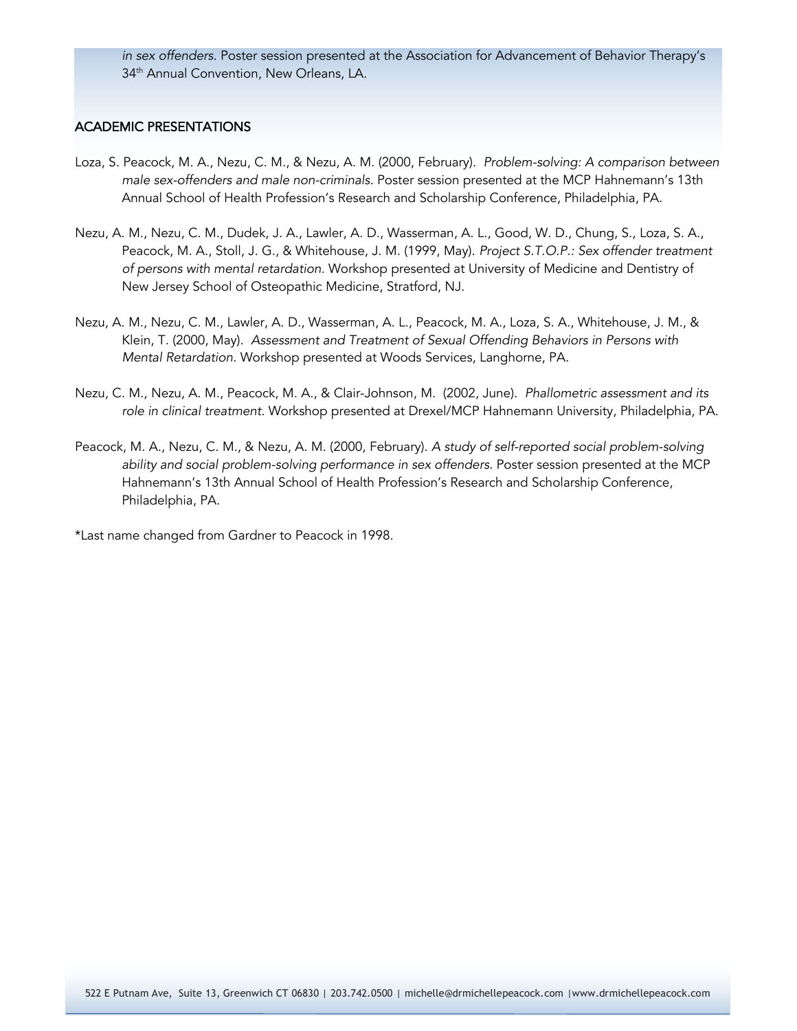*in sex offenders.* Poster session presented at the Association for Advancement of Behavior Therapy's 34th Annual Convention, New Orleans, LA.

## ACADEMIC PRESENTATIONS

Loza, S. Peacock, M. A., Nezu, C. M., & Nezu, A. M. (2000, February). *Problem-solving: A comparison between male sex-offenders and male non-criminals.* Poster session presented at the MCP Hahnemann's 13th Annual School of Health Profession's Research and Scholarship Conference, Philadelphia, PA.

Nezu, A. M., Nezu, C. M., Dudek, J. A., Lawler, A. D., Wasserman, A. L., Good, W. D., Chung, S., Loza, S. A., Peacock, M. A., Stoll, J. G., & Whitehouse, J. M. (1999, May). *Project S.T.O.P.: Sex offender treatment of persons with mental retardation.* Workshop presented at University of Medicine and Dentistry of New Jersey School of Osteopathic Medicine, Stratford, NJ.

Nezu, A. M., Nezu, C. M., Lawler, A. D., Wasserman, A. L., Peacock, M. A., Loza, S. A., Whitehouse, J. M., & Klein, T. (2000, May). *Assessment and Treatment of Sexual Offending Behaviors in Persons with Mental Retardation.* Workshop presented at Woods Services, Langhorne, PA.

Nezu, C. M., Nezu, A. M., Peacock, M. A., & Clair-Johnson, M. (2002, June). *Phallometric assessment and its role in clinical treatment.* Workshop presented at Drexel/MCP Hahnemann University, Philadelphia, PA.

Peacock, M. A., Nezu, C. M., & Nezu, A. M. (2000, February). *A study of self-reported social problem-solving ability and social problem-solving performance in sex offenders.* Poster session presented at the MCP Hahnemann's 13th Annual School of Health Profession's Research and Scholarship Conference, Philadelphia, PA.

*Last name changed from Gardner to Peacock in 1998.